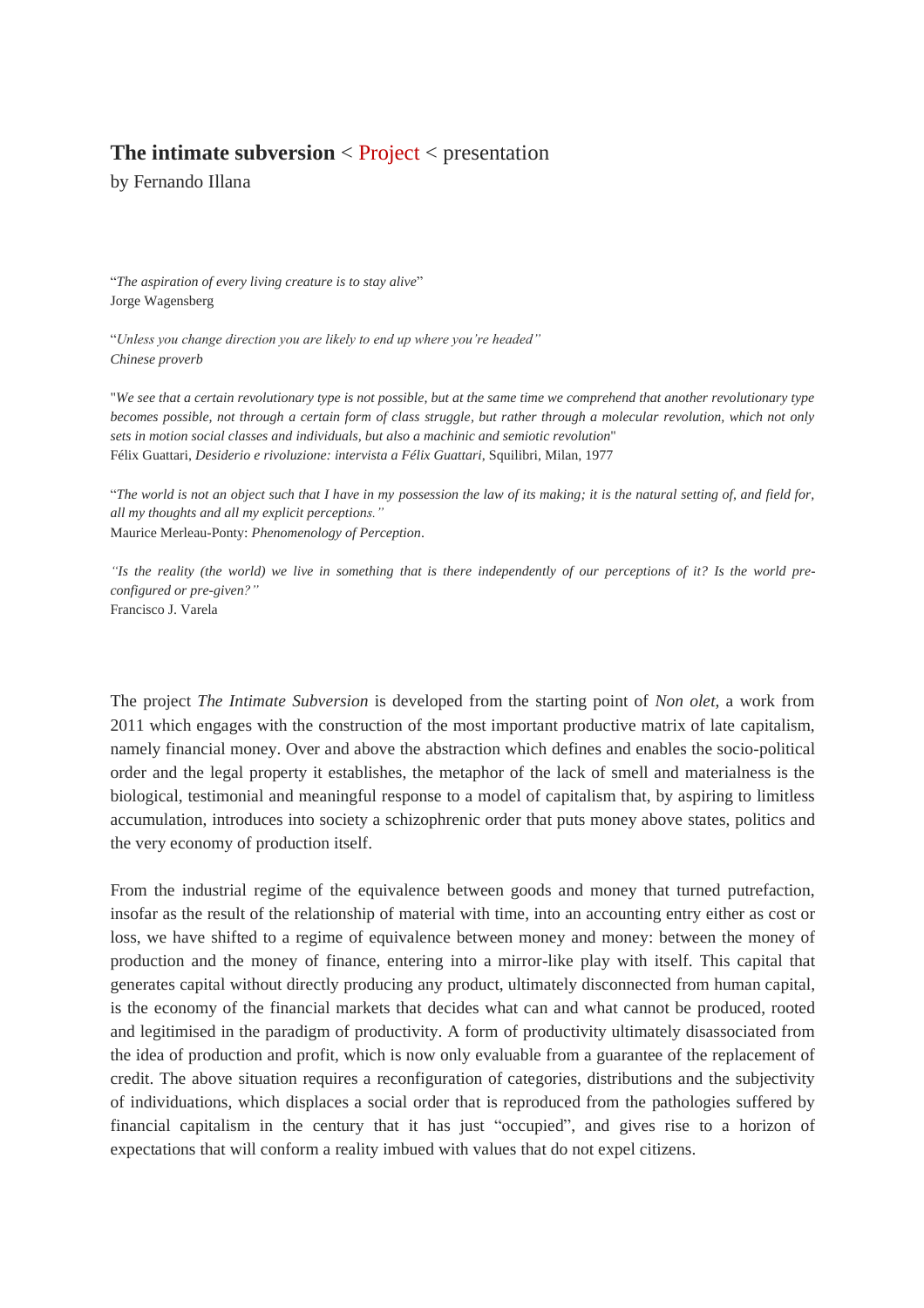**The intimate subversion** < Project < presentation

by Fernando Illana

"*The aspiration of every living creature is to stay alive*"
Jorge Wagensberg

"*Unless you change direction you are likely to end up where you're headed"*
*Chinese proverb*

"*We see that a certain revolutionary type is not possible, but at the same time we comprehend that another revolutionary type becomes possible, not through a certain form of class struggle, but rather through a molecular revolution, which not only sets in motion social classes and individuals, but also a machinic and semiotic revolution*"
Félix Guattari, *Desiderio e rivoluzione: intervista a Félix Guattari*, Squilibri, Milan, 1977

"*The world is not an object such that I have in my possession the law of its making; it is the natural setting of, and field for, all my thoughts and all my explicit perceptions."*
Maurice Merleau-Ponty: *Phenomenology of Perception*.

*"Is the reality (the world) we live in something that is there independently of our perceptions of it? Is the world pre-configured or pre-given?"*
Francisco J. Varela

The project *The Intimate Subversion* is developed from the starting point of *Non olet*, a work from 2011 which engages with the construction of the most important productive matrix of late capitalism, namely financial money. Over and above the abstraction which defines and enables the socio-political order and the legal property it establishes, the metaphor of the lack of smell and materialness is the biological, testimonial and meaningful response to a model of capitalism that, by aspiring to limitless accumulation, introduces into society a schizophrenic order that puts money above states, politics and the very economy of production itself.

From the industrial regime of the equivalence between goods and money that turned putrefaction, insofar as the result of the relationship of material with time, into an accounting entry either as cost or loss, we have shifted to a regime of equivalence between money and money: between the money of production and the money of finance, entering into a mirror-like play with itself. This capital that generates capital without directly producing any product, ultimately disconnected from human capital, is the economy of the financial markets that decides what can and what cannot be produced, rooted and legitimised in the paradigm of productivity. A form of productivity ultimately disassociated from the idea of production and profit, which is now only evaluable from a guarantee of the replacement of credit. The above situation requires a reconfiguration of categories, distributions and the subjectivity of individuations, which displaces a social order that is reproduced from the pathologies suffered by financial capitalism in the century that it has just "occupied", and gives rise to a horizon of expectations that will conform a reality imbued with values that do not expel citizens.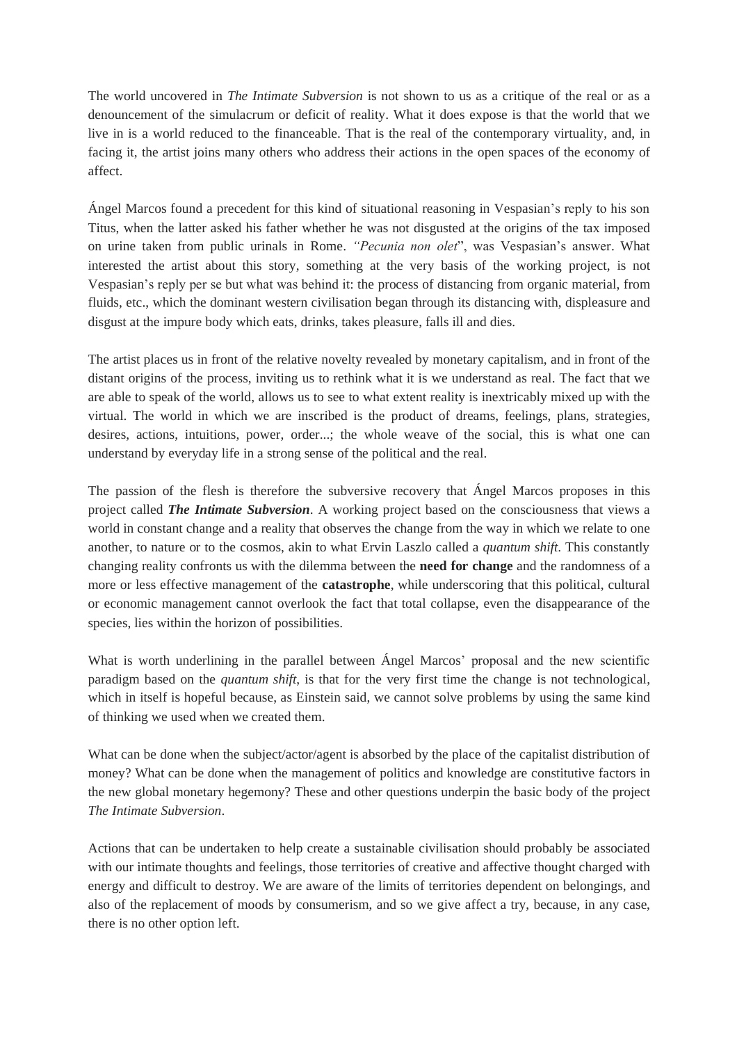The world uncovered in *The Intimate Subversion* is not shown to us as a critique of the real or as a denouncement of the simulacrum or deficit of reality. What it does expose is that the world that we live in is a world reduced to the financeable. That is the real of the contemporary virtuality, and, in facing it, the artist joins many others who address their actions in the open spaces of the economy of affect.

Ángel Marcos found a precedent for this kind of situational reasoning in Vespasian's reply to his son Titus, when the latter asked his father whether he was not disgusted at the origins of the tax imposed on urine taken from public urinals in Rome. *"Pecunia non olet*", was Vespasian's answer. What interested the artist about this story, something at the very basis of the working project, is not Vespasian's reply per se but what was behind it: the process of distancing from organic material, from fluids, etc., which the dominant western civilisation began through its distancing with, displeasure and disgust at the impure body which eats, drinks, takes pleasure, falls ill and dies.

The artist places us in front of the relative novelty revealed by monetary capitalism, and in front of the distant origins of the process, inviting us to rethink what it is we understand as real. The fact that we are able to speak of the world, allows us to see to what extent reality is inextricably mixed up with the virtual. The world in which we are inscribed is the product of dreams, feelings, plans, strategies, desires, actions, intuitions, power, order...; the whole weave of the social, this is what one can understand by everyday life in a strong sense of the political and the real.

The passion of the flesh is therefore the subversive recovery that Ángel Marcos proposes in this project called ***The Intimate Subversion***. A working project based on the consciousness that views a world in constant change and a reality that observes the change from the way in which we relate to one another, to nature or to the cosmos, akin to what Ervin Laszlo called a *quantum shift*. This constantly changing reality confronts us with the dilemma between the **need for change** and the randomness of a more or less effective management of the **catastrophe**, while underscoring that this political, cultural or economic management cannot overlook the fact that total collapse, even the disappearance of the species, lies within the horizon of possibilities.

What is worth underlining in the parallel between Ángel Marcos' proposal and the new scientific paradigm based on the *quantum shift*, is that for the very first time the change is not technological, which in itself is hopeful because, as Einstein said, we cannot solve problems by using the same kind of thinking we used when we created them.

What can be done when the subject/actor/agent is absorbed by the place of the capitalist distribution of money? What can be done when the management of politics and knowledge are constitutive factors in the new global monetary hegemony? These and other questions underpin the basic body of the project *The Intimate Subversion*.

Actions that can be undertaken to help create a sustainable civilisation should probably be associated with our intimate thoughts and feelings, those territories of creative and affective thought charged with energy and difficult to destroy. We are aware of the limits of territories dependent on belongings, and also of the replacement of moods by consumerism, and so we give affect a try, because, in any case, there is no other option left.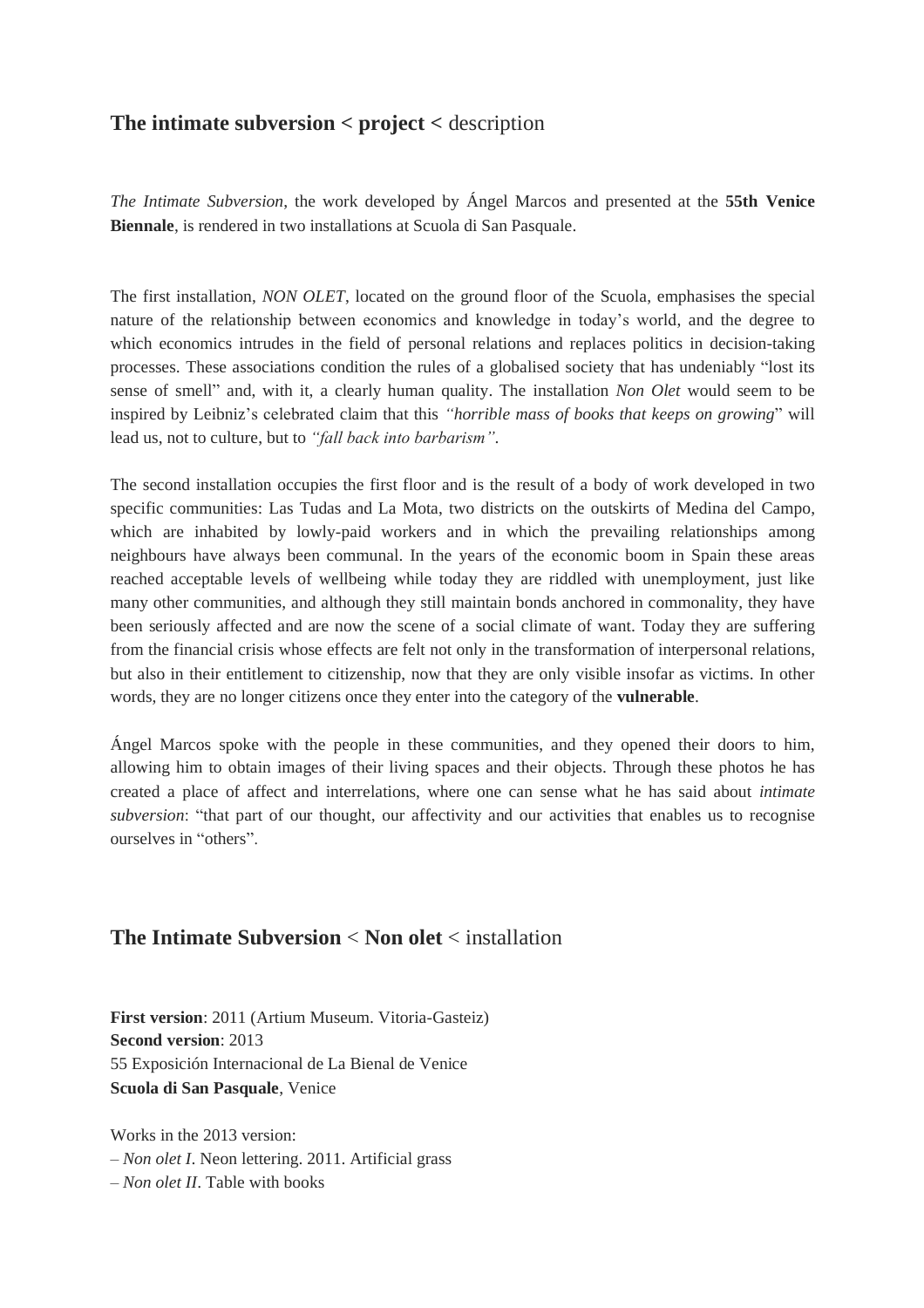## **The intimate subversion < project <** description

*The Intimate Subversion*, the work developed by Ángel Marcos and presented at the **55th Venice Biennale**, is rendered in two installations at Scuola di San Pasquale.

The first installation, *NON OLET*, located on the ground floor of the Scuola, emphasises the special nature of the relationship between economics and knowledge in today's world, and the degree to which economics intrudes in the field of personal relations and replaces politics in decision-taking processes. These associations condition the rules of a globalised society that has undeniably "lost its sense of smell" and, with it, a clearly human quality. The installation *Non Olet* would seem to be inspired by Leibniz's celebrated claim that this *"horrible mass of books that keeps on growing*" will lead us, not to culture, but to *"fall back into barbarism"*.

The second installation occupies the first floor and is the result of a body of work developed in two specific communities: Las Tudas and La Mota, two districts on the outskirts of Medina del Campo, which are inhabited by lowly-paid workers and in which the prevailing relationships among neighbours have always been communal. In the years of the economic boom in Spain these areas reached acceptable levels of wellbeing while today they are riddled with unemployment, just like many other communities, and although they still maintain bonds anchored in commonality, they have been seriously affected and are now the scene of a social climate of want. Today they are suffering from the financial crisis whose effects are felt not only in the transformation of interpersonal relations, but also in their entitlement to citizenship, now that they are only visible insofar as victims. In other words, they are no longer citizens once they enter into the category of the **vulnerable**.

Ángel Marcos spoke with the people in these communities, and they opened their doors to him, allowing him to obtain images of their living spaces and their objects. Through these photos he has created a place of affect and interrelations, where one can sense what he has said about *intimate subversion*: "that part of our thought, our affectivity and our activities that enables us to recognise ourselves in "others".

## **The Intimate Subversion** < **Non olet** < installation

**First version**: 2011 (Artium Museum. Vitoria-Gasteiz)
**Second version**: 2013
55 Exposición Internacional de La Bienal de Venice
**Scuola di San Pasquale**, Venice

Works in the 2013 version:
– *Non olet I*. Neon lettering. 2011. Artificial grass
– *Non olet II*. Table with books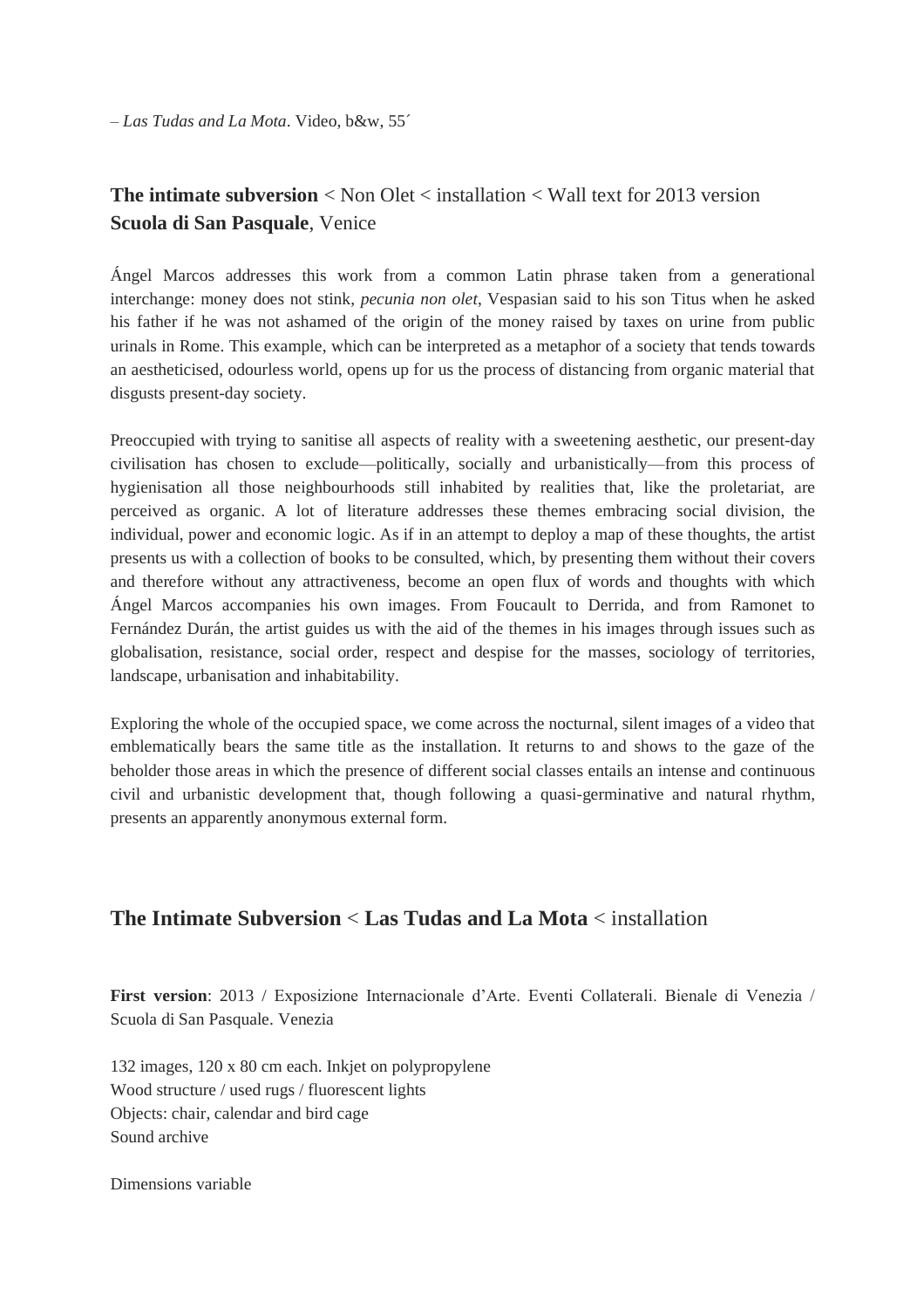– *Las Tudas and La Mota*. Video, b&w, 55´

**The intimate subversion** < Non Olet < installation < Wall text for 2013 version
**Scuola di San Pasquale**, Venice

Ángel Marcos addresses this work from a common Latin phrase taken from a generational interchange: money does not stink, *pecunia non olet*, Vespasian said to his son Titus when he asked his father if he was not ashamed of the origin of the money raised by taxes on urine from public urinals in Rome. This example, which can be interpreted as a metaphor of a society that tends towards an aestheticised, odourless world, opens up for us the process of distancing from organic material that disgusts present-day society.

Preoccupied with trying to sanitise all aspects of reality with a sweetening aesthetic, our present-day civilisation has chosen to exclude—politically, socially and urbanistically—from this process of hygienisation all those neighbourhoods still inhabited by realities that, like the proletariat, are perceived as organic. A lot of literature addresses these themes embracing social division, the individual, power and economic logic. As if in an attempt to deploy a map of these thoughts, the artist presents us with a collection of books to be consulted, which, by presenting them without their covers and therefore without any attractiveness, become an open flux of words and thoughts with which Ángel Marcos accompanies his own images. From Foucault to Derrida, and from Ramonet to Fernández Durán, the artist guides us with the aid of the themes in his images through issues such as globalisation, resistance, social order, respect and despise for the masses, sociology of territories, landscape, urbanisation and inhabitability.

Exploring the whole of the occupied space, we come across the nocturnal, silent images of a video that emblematically bears the same title as the installation. It returns to and shows to the gaze of the beholder those areas in which the presence of different social classes entails an intense and continuous civil and urbanistic development that, though following a quasi-germinative and natural rhythm, presents an apparently anonymous external form.

## The Intimate Subversion < Las Tudas and La Mota < installation

**First version**: 2013 / Exposizione Internacionale d'Arte. Eventi Collaterali. Bienale di Venezia / Scuola di San Pasquale. Venezia

132 images, 120 x 80 cm each. Inkjet on polypropylene
Wood structure / used rugs / fluorescent lights
Objects: chair, calendar and bird cage
Sound archive

Dimensions variable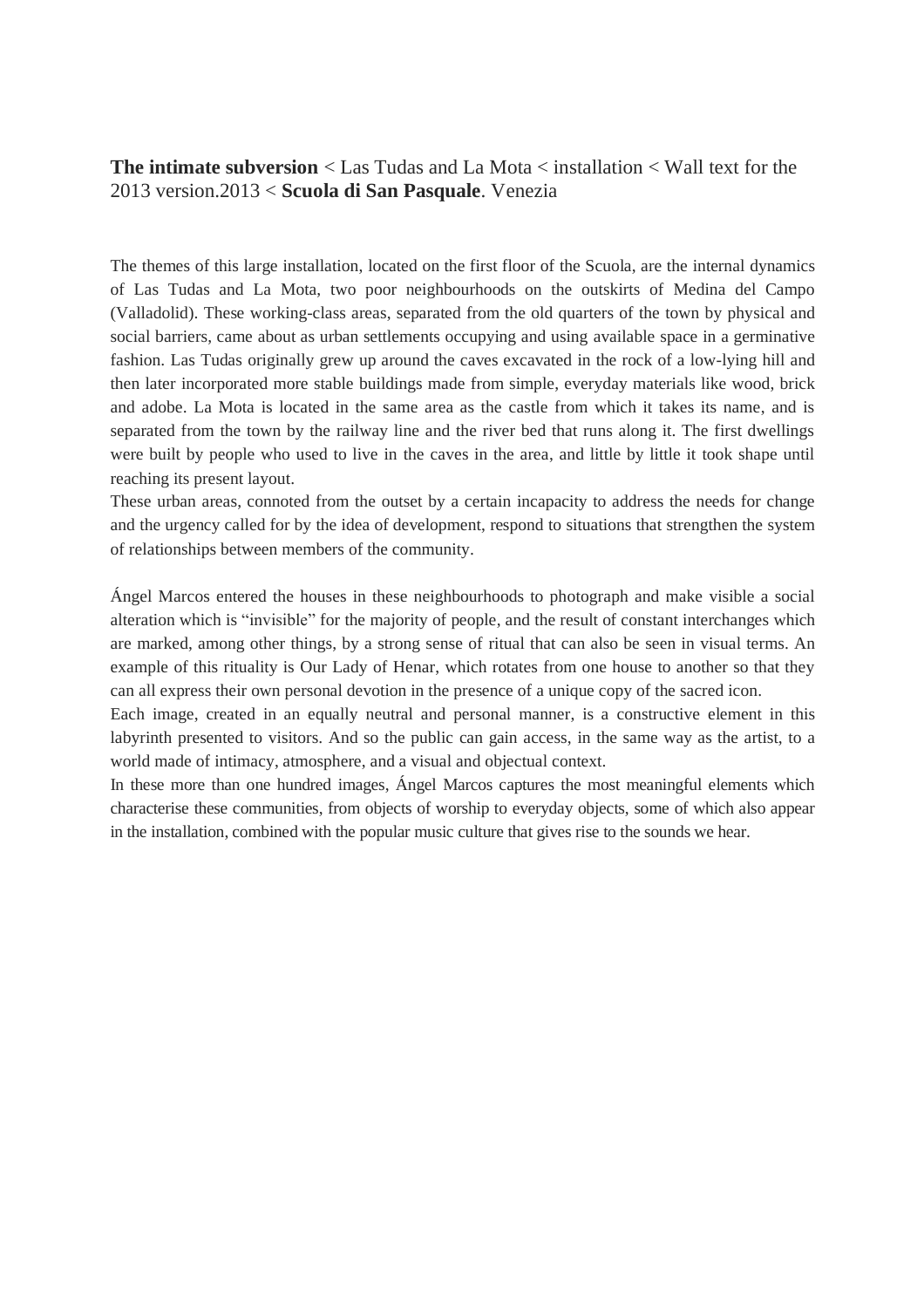**The intimate subversion** < Las Tudas and La Mota < installation < Wall text for the 2013 version.2013 < **Scuola di San Pasquale**. Venezia

The themes of this large installation, located on the first floor of the Scuola, are the internal dynamics of Las Tudas and La Mota, two poor neighbourhoods on the outskirts of Medina del Campo (Valladolid). These working-class areas, separated from the old quarters of the town by physical and social barriers, came about as urban settlements occupying and using available space in a germinative fashion. Las Tudas originally grew up around the caves excavated in the rock of a low-lying hill and then later incorporated more stable buildings made from simple, everyday materials like wood, brick and adobe. La Mota is located in the same area as the castle from which it takes its name, and is separated from the town by the railway line and the river bed that runs along it. The first dwellings were built by people who used to live in the caves in the area, and little by little it took shape until reaching its present layout.

These urban areas, connoted from the outset by a certain incapacity to address the needs for change and the urgency called for by the idea of development, respond to situations that strengthen the system of relationships between members of the community.

Ángel Marcos entered the houses in these neighbourhoods to photograph and make visible a social alteration which is "invisible" for the majority of people, and the result of constant interchanges which are marked, among other things, by a strong sense of ritual that can also be seen in visual terms. An example of this rituality is Our Lady of Henar, which rotates from one house to another so that they can all express their own personal devotion in the presence of a unique copy of the sacred icon.

Each image, created in an equally neutral and personal manner, is a constructive element in this labyrinth presented to visitors. And so the public can gain access, in the same way as the artist, to a world made of intimacy, atmosphere, and a visual and objectual context.

In these more than one hundred images, Ángel Marcos captures the most meaningful elements which characterise these communities, from objects of worship to everyday objects, some of which also appear in the installation, combined with the popular music culture that gives rise to the sounds we hear.